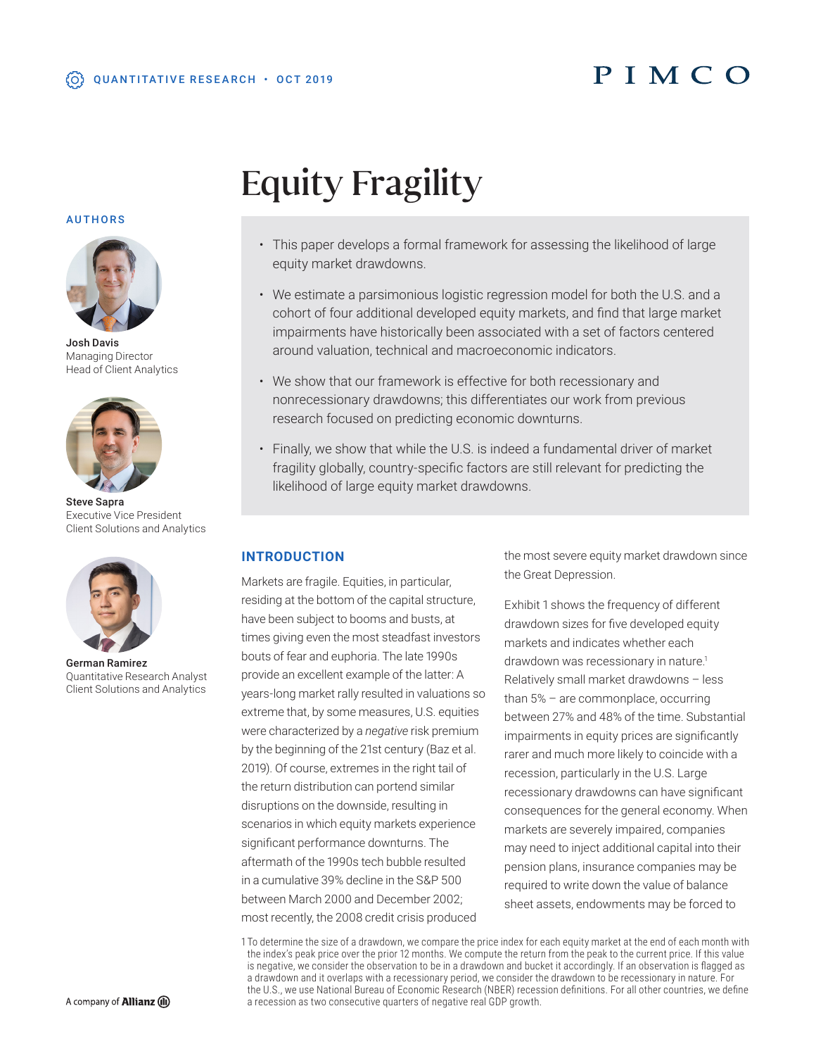QUANTITATIVE RESEARCH • OCT 2019

PIMCO

# Equity Fragility

**AUTHORS**

**Josh Davis**
Managing Director
Head of Client Analytics

**Steve Sapra**
Executive Vice President
Client Solutions and Analytics

**German Ramirez**
Quantitative Research Analyst
Client Solutions and Analytics

- This paper develops a formal framework for assessing the likelihood of large equity market drawdowns.
- We estimate a parsimonious logistic regression model for both the U.S. and a cohort of four additional developed equity markets, and find that large market impairments have historically been associated with a set of factors centered around valuation, technical and macroeconomic indicators.
- We show that our framework is effective for both recessionary and nonrecessionary drawdowns; this differentiates our work from previous research focused on predicting economic downturns.
- Finally, we show that while the U.S. is indeed a fundamental driver of market fragility globally, country-specific factors are still relevant for predicting the likelihood of large equity market drawdowns.

## INTRODUCTION

Markets are fragile. Equities, in particular, residing at the bottom of the capital structure, have been subject to booms and busts, at times giving even the most steadfast investors bouts of fear and euphoria. The late 1990s provide an excellent example of the latter: A years-long market rally resulted in valuations so extreme that, by some measures, U.S. equities were characterized by a *negative* risk premium by the beginning of the 21st century (Baz et al. 2019). Of course, extremes in the right tail of the return distribution can portend similar disruptions on the downside, resulting in scenarios in which equity markets experience significant performance downturns. The aftermath of the 1990s tech bubble resulted in a cumulative 39% decline in the S&P 500 between March 2000 and December 2002; most recently, the 2008 credit crisis produced the most severe equity market drawdown since the Great Depression.

Exhibit 1 shows the frequency of different drawdown sizes for five developed equity markets and indicates whether each drawdown was recessionary in nature.[1] Relatively small market drawdowns – less than 5% – are commonplace, occurring between 27% and 48% of the time. Substantial impairments in equity prices are significantly rarer and much more likely to coincide with a recession, particularly in the U.S. Large recessionary drawdowns can have significant consequences for the general economy. When markets are severely impaired, companies may need to inject additional capital into their pension plans, insurance companies may be required to write down the value of balance sheet assets, endowments may be forced to

[1] To determine the size of a drawdown, we compare the price index for each equity market at the end of each month with the index's peak price over the prior 12 months. We compute the return from the peak to the current price. If this value is negative, we consider the observation to be in a drawdown and bucket it accordingly. If an observation is flagged as a drawdown and it overlaps with a recessionary period, we consider the drawdown to be recessionary in nature. For the U.S., we use National Bureau of Economic Research (NBER) recession definitions. For all other countries, we define a recession as two consecutive quarters of negative real GDP growth.

A company of Allianz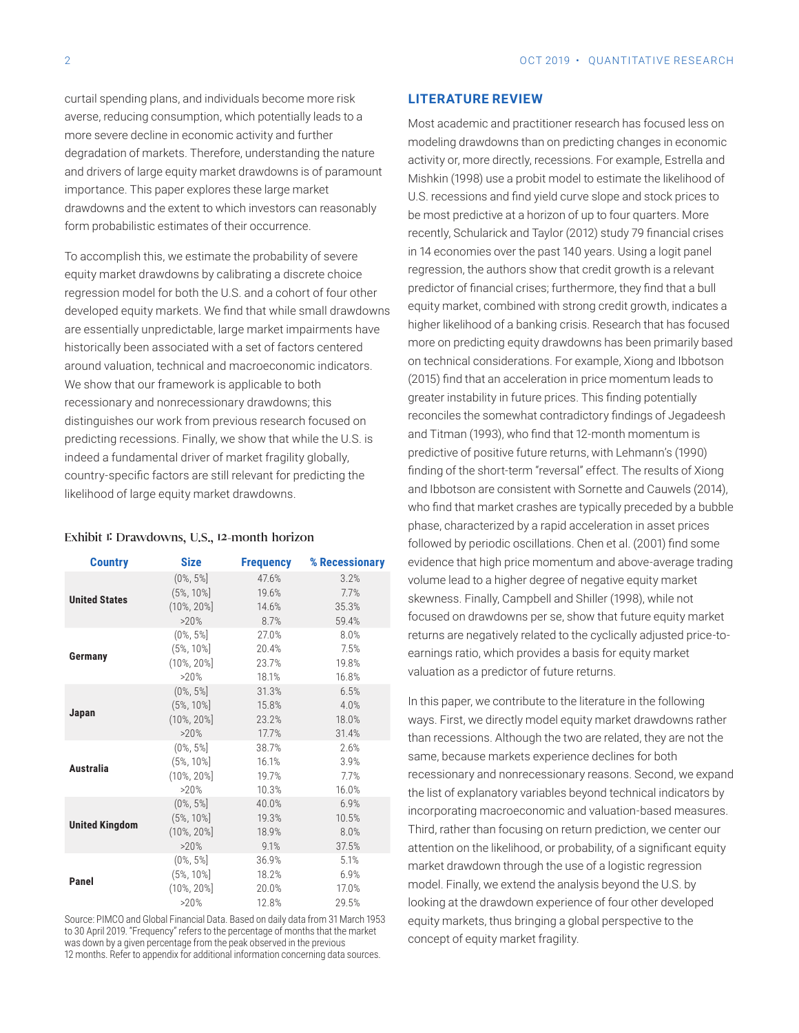curtail spending plans, and individuals become more risk averse, reducing consumption, which potentially leads to a more severe decline in economic activity and further degradation of markets. Therefore, understanding the nature and drivers of large equity market drawdowns is of paramount importance. This paper explores these large market drawdowns and the extent to which investors can reasonably form probabilistic estimates of their occurrence.

To accomplish this, we estimate the probability of severe equity market drawdowns by calibrating a discrete choice regression model for both the U.S. and a cohort of four other developed equity markets. We find that while small drawdowns are essentially unpredictable, large market impairments have historically been associated with a set of factors centered around valuation, technical and macroeconomic indicators. We show that our framework is applicable to both recessionary and nonrecessionary drawdowns; this distinguishes our work from previous research focused on predicting recessions. Finally, we show that while the U.S. is indeed a fundamental driver of market fragility globally, country-specific factors are still relevant for predicting the likelihood of large equity market drawdowns.

**Exhibit 1: Drawdowns, U.S., 12-month horizon**

| Country | Size | Frequency | % Recessionary |
|---|---|---|---|
| **United States** | (0%, 5%] | 47.6% | 3.2% |
| | (5%, 10%] | 19.6% | 7.7% |
| | (10%, 20%] | 14.6% | 35.3% |
| | >20% | 8.7% | 59.4% |
| **Germany** | (0%, 5%] | 27.0% | 8.0% |
| | (5%, 10%] | 20.4% | 7.5% |
| | (10%, 20%] | 23.7% | 19.8% |
| | >20% | 18.1% | 16.8% |
| **Japan** | (0%, 5%] | 31.3% | 6.5% |
| | (5%, 10%] | 15.8% | 4.0% |
| | (10%, 20%] | 23.2% | 18.0% |
| | >20% | 17.7% | 31.4% |
| **Australia** | (0%, 5%] | 38.7% | 2.6% |
| | (5%, 10%] | 16.1% | 3.9% |
| | (10%, 20%] | 19.7% | 7.7% |
| | >20% | 10.3% | 16.0% |
| **United Kingdom** | (0%, 5%] | 40.0% | 6.9% |
| | (5%, 10%] | 19.3% | 10.5% |
| | (10%, 20%] | 18.9% | 8.0% |
| | >20% | 9.1% | 37.5% |
| **Panel** | (0%, 5%] | 36.9% | 5.1% |
| | (5%, 10%] | 18.2% | 6.9% |
| | (10%, 20%] | 20.0% | 17.0% |
| | >20% | 12.8% | 29.5% |

Source: PIMCO and Global Financial Data. Based on daily data from 31 March 1953 to 30 April 2019. "Frequency" refers to the percentage of months that the market was down by a given percentage from the peak observed in the previous 12 months. Refer to appendix for additional information concerning data sources.

## LITERATURE REVIEW

Most academic and practitioner research has focused less on modeling drawdowns than on predicting changes in economic activity or, more directly, recessions. For example, Estrella and Mishkin (1998) use a probit model to estimate the likelihood of U.S. recessions and find yield curve slope and stock prices to be most predictive at a horizon of up to four quarters. More recently, Schularick and Taylor (2012) study 79 financial crises in 14 economies over the past 140 years. Using a logit panel regression, the authors show that credit growth is a relevant predictor of financial crises; furthermore, they find that a bull equity market, combined with strong credit growth, indicates a higher likelihood of a banking crisis. Research that has focused more on predicting equity drawdowns has been primarily based on technical considerations. For example, Xiong and Ibbotson (2015) find that an acceleration in price momentum leads to greater instability in future prices. This finding potentially reconciles the somewhat contradictory findings of Jegadeesh and Titman (1993), who find that 12-month momentum is predictive of positive future returns, with Lehmann's (1990) finding of the short-term "reversal" effect. The results of Xiong and Ibbotson are consistent with Sornette and Cauwels (2014), who find that market crashes are typically preceded by a bubble phase, characterized by a rapid acceleration in asset prices followed by periodic oscillations. Chen et al. (2001) find some evidence that high price momentum and above-average trading volume lead to a higher degree of negative equity market skewness. Finally, Campbell and Shiller (1998), while not focused on drawdowns per se, show that future equity market returns are negatively related to the cyclically adjusted price-to-earnings ratio, which provides a basis for equity market valuation as a predictor of future returns.

In this paper, we contribute to the literature in the following ways. First, we directly model equity market drawdowns rather than recessions. Although the two are related, they are not the same, because markets experience declines for both recessionary and nonrecessionary reasons. Second, we expand the list of explanatory variables beyond technical indicators by incorporating macroeconomic and valuation-based measures. Third, rather than focusing on return prediction, we center our attention on the likelihood, or probability, of a significant equity market drawdown through the use of a logistic regression model. Finally, we extend the analysis beyond the U.S. by looking at the drawdown experience of four other developed equity markets, thus bringing a global perspective to the concept of equity market fragility.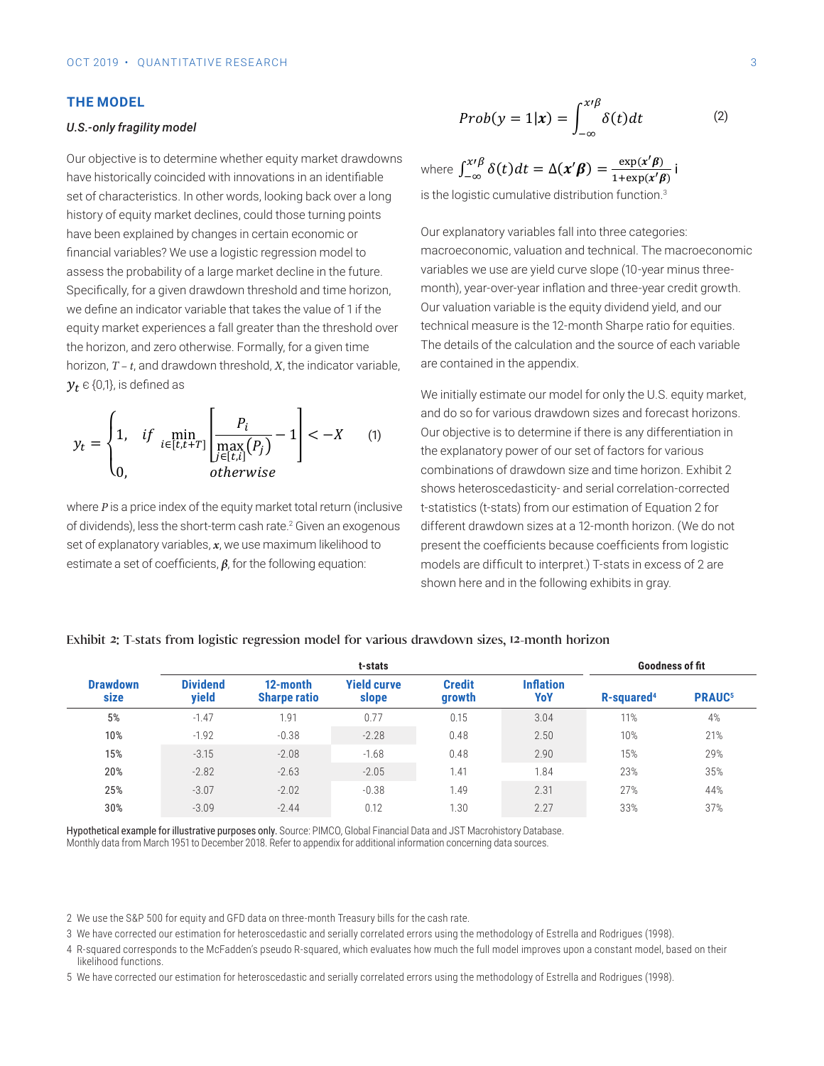## THE MODEL

### *U.S.-only fragility model*

Our objective is to determine whether equity market drawdowns have historically coincided with innovations in an identifiable set of characteristics. In other words, looking back over a long history of equity market declines, could those turning points have been explained by changes in certain economic or financial variables? We use a logistic regression model to assess the probability of a large market decline in the future. Specifically, for a given drawdown threshold and time horizon, we define an indicator variable that takes the value of 1 if the equity market experiences a fall greater than the threshold over the horizon, and zero otherwise. Formally, for a given time horizon, $T - t$, and drawdown threshold, $X$, the indicator variable, $y_t \in \{0,1\}$, is defined as

$$y_t = \begin{cases} 1, & if \min_{i \in [t,t+T]} \left[ \frac{P_i}{\max_{j \in [t,i]} (P_j)} - 1 \right] < -X \\ 0, & otherwise \end{cases} \quad (1)$$

where $P$ is a price index of the equity market total return (inclusive of dividends), less the short-term cash rate.[2] Given an exogenous set of explanatory variables, $\boldsymbol{x}$, we use maximum likelihood to estimate a set of coefficients, $\boldsymbol{\beta}$, for the following equation:

$$Prob(y = 1|\boldsymbol{x}) = \int_{-\infty}^{x'\beta} \delta(t)dt \quad (2)$$

where $\int_{-\infty}^{x'\beta} \delta(t)dt = \Delta(\boldsymbol{x}'\boldsymbol{\beta}) = \frac{\exp(\boldsymbol{x}'\boldsymbol{\beta})}{1+\exp(\boldsymbol{x}'\boldsymbol{\beta})}$ i is the logistic cumulative distribution function.[3]

Our explanatory variables fall into three categories: macroeconomic, valuation and technical. The macroeconomic variables we use are yield curve slope (10-year minus three-month), year-over-year inflation and three-year credit growth. Our valuation variable is the equity dividend yield, and our technical measure is the 12-month Sharpe ratio for equities. The details of the calculation and the source of each variable are contained in the appendix.

We initially estimate our model for only the U.S. equity market, and do so for various drawdown sizes and forecast horizons. Our objective is to determine if there is any differentiation in the explanatory power of our set of factors for various combinations of drawdown size and time horizon. Exhibit 2 shows heteroscedasticity- and serial correlation-corrected t-statistics (t-stats) from our estimation of Equation 2 for different drawdown sizes at a 12-month horizon. (We do not present the coefficients because coefficients from logistic models are difficult to interpret.) T-stats in excess of 2 are shown here and in the following exhibits in gray.

Exhibit 2: T-stats from logistic regression model for various drawdown sizes, 12-month horizon

| | t-stats | | | | | Goodness of fit | |
|---|---|---|---|---|---|---|---|
| **Drawdown size** | **Dividend yield** | **12-month Sharpe ratio** | **Yield curve slope** | **Credit growth** | **Inflation YoY** | **R-squared[4]** | **PRAUC[5]** |
| 5% | -1.47 | 1.91 | 0.77 | 0.15 | 3.04 | 11% | 4% |
| 10% | -1.92 | -0.38 | -2.28 | 0.48 | 2.50 | 10% | 21% |
| 15% | -3.15 | -2.08 | -1.68 | 0.48 | 2.90 | 15% | 29% |
| 20% | -2.82 | -2.63 | -2.05 | 1.41 | 1.84 | 23% | 35% |
| 25% | -3.07 | -2.02 | -0.38 | 1.49 | 2.31 | 27% | 44% |
| 30% | -3.09 | -2.44 | 0.12 | 1.30 | 2.27 | 33% | 37% |

Hypothetical example for illustrative purposes only. Source: PIMCO, Global Financial Data and JST Macrohistory Database. Monthly data from March 1951 to December 2018. Refer to appendix for additional information concerning data sources.

2 We use the S&P 500 for equity and GFD data on three-month Treasury bills for the cash rate.

3 We have corrected our estimation for heteroscedastic and serially correlated errors using the methodology of Estrella and Rodrigues (1998).

4 R-squared corresponds to the McFadden's pseudo R-squared, which evaluates how much the full model improves upon a constant model, based on their likelihood functions.

5 We have corrected our estimation for heteroscedastic and serially correlated errors using the methodology of Estrella and Rodrigues (1998).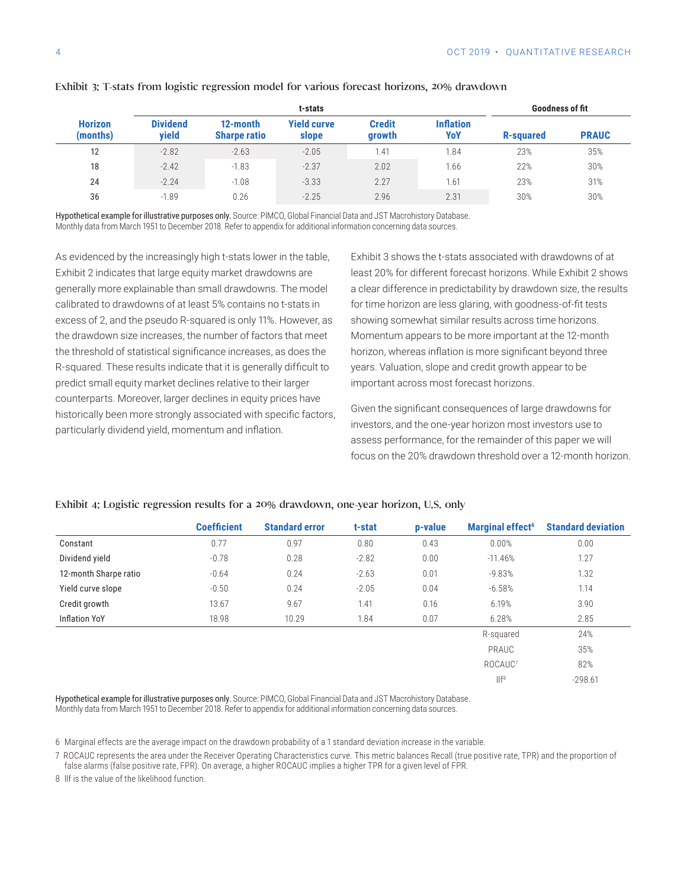Exhibit 3: T-stats from logistic regression model for various forecast horizons, 20% drawdown

| | t-stats | | | | | Goodness of fit | |
|---|---|---|---|---|---|---|---|
| Horizon (months) | Dividend yield | 12-month Sharpe ratio | Yield curve slope | Credit growth | Inflation YoY | R-squared | PRAUC |
| 12 | -2.82 | -2.63 | -2.05 | 1.41 | 1.84 | 23% | 35% |
| 18 | -2.42 | -1.83 | -2.37 | 2.02 | 1.66 | 22% | 30% |
| 24 | -2.24 | -1.08 | -3.33 | 2.27 | 1.61 | 23% | 31% |
| 36 | -1.89 | 0.26 | -2.25 | 2.96 | 2.31 | 30% | 30% |

**Hypothetical example for illustrative purposes only.** Source: PIMCO, Global Financial Data and JST Macrohistory Database. Monthly data from March 1951 to December 2018. Refer to appendix for additional information concerning data sources.

As evidenced by the increasingly high t-stats lower in the table, Exhibit 2 indicates that large equity market drawdowns are generally more explainable than small drawdowns. The model calibrated to drawdowns of at least 5% contains no t-stats in excess of 2, and the pseudo R-squared is only 11%. However, as the drawdown size increases, the number of factors that meet the threshold of statistical significance increases, as does the R-squared. These results indicate that it is generally difficult to predict small equity market declines relative to their larger counterparts. Moreover, larger declines in equity prices have historically been more strongly associated with specific factors, particularly dividend yield, momentum and inflation.

Exhibit 3 shows the t-stats associated with drawdowns of at least 20% for different forecast horizons. While Exhibit 2 shows a clear difference in predictability by drawdown size, the results for time horizon are less glaring, with goodness-of-fit tests showing somewhat similar results across time horizons. Momentum appears to be more important at the 12-month horizon, whereas inflation is more significant beyond three years. Valuation, slope and credit growth appear to be important across most forecast horizons.

Given the significant consequences of large drawdowns for investors, and the one-year horizon most investors use to assess performance, for the remainder of this paper we will focus on the 20% drawdown threshold over a 12-month horizon.

Exhibit 4: Logistic regression results for a 20% drawdown, one-year horizon, U.S. only

| | Coefficient | Standard error | t-stat | p-value | Marginal effect[6] | Standard deviation |
|---|---|---|---|---|---|---|
| Constant | 0.77 | 0.97 | 0.80 | 0.43 | 0.00% | 0.00 |
| Dividend yield | -0.78 | 0.28 | -2.82 | 0.00 | -11.46% | 1.27 |
| 12-month Sharpe ratio | -0.64 | 0.24 | -2.63 | 0.01 | -9.83% | 1.32 |
| Yield curve slope | -0.50 | 0.24 | -2.05 | 0.04 | -6.58% | 1.14 |
| Credit growth | 13.67 | 9.67 | 1.41 | 0.16 | 6.19% | 3.90 |
| Inflation YoY | 18.98 | 10.29 | 1.84 | 0.07 | 6.28% | 2.85 |
| | | | | | R-squared | 24% |
| | | | | | PRAUC | 35% |
| | | | | | ROCAUC[7] | 82% |
| | | | | | llf[8] | -298.61 |

**Hypothetical example for illustrative purposes only.** Source: PIMCO, Global Financial Data and JST Macrohistory Database. Monthly data from March 1951 to December 2018. Refer to appendix for additional information concerning data sources.

6 Marginal effects are the average impact on the drawdown probability of a 1 standard deviation increase in the variable.

7 ROCAUC represents the area under the Receiver Operating Characteristics curve. This metric balances Recall (true positive rate, TPR) and the proportion of false alarms (false positive rate, FPR). On average, a higher ROCAUC implies a higher TPR for a given level of FPR.

8 llf is the value of the likelihood function.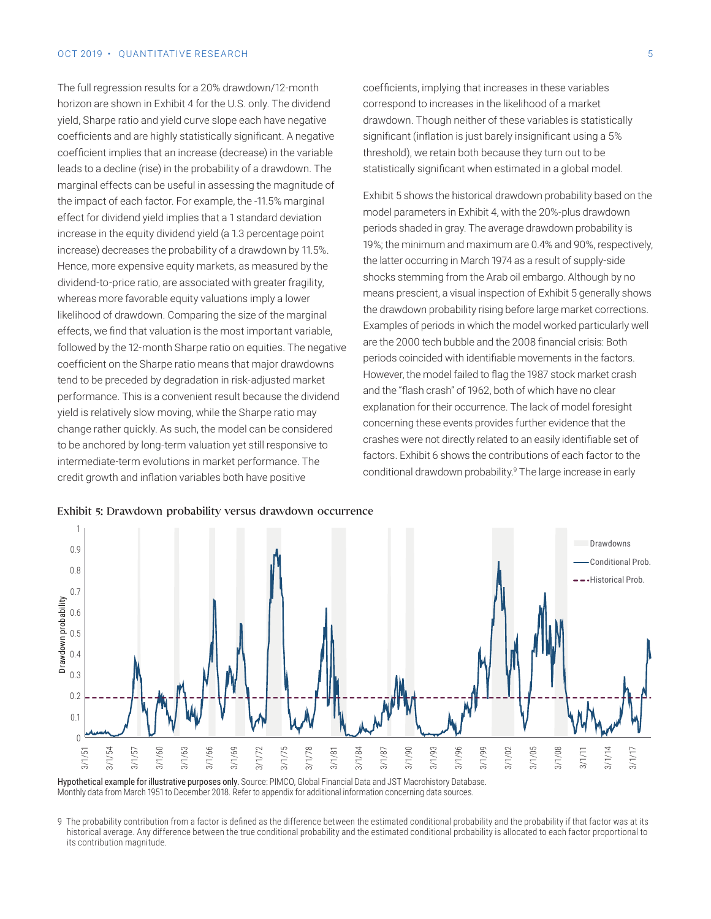The full regression results for a 20% drawdown/12-month horizon are shown in Exhibit 4 for the U.S. only. The dividend yield, Sharpe ratio and yield curve slope each have negative coefficients and are highly statistically significant. A negative coefficient implies that an increase (decrease) in the variable leads to a decline (rise) in the probability of a drawdown. The marginal effects can be useful in assessing the magnitude of the impact of each factor. For example, the -11.5% marginal effect for dividend yield implies that a 1 standard deviation increase in the equity dividend yield (a 1.3 percentage point increase) decreases the probability of a drawdown by 11.5%. Hence, more expensive equity markets, as measured by the dividend-to-price ratio, are associated with greater fragility, whereas more favorable equity valuations imply a lower likelihood of drawdown. Comparing the size of the marginal effects, we find that valuation is the most important variable, followed by the 12-month Sharpe ratio on equities. The negative coefficient on the Sharpe ratio means that major drawdowns tend to be preceded by degradation in risk-adjusted market performance. This is a convenient result because the dividend yield is relatively slow moving, while the Sharpe ratio may change rather quickly. As such, the model can be considered to be anchored by long-term valuation yet still responsive to intermediate-term evolutions in market performance. The credit growth and inflation variables both have positive coefficients, implying that increases in these variables correspond to increases in the likelihood of a market drawdown. Though neither of these variables is statistically significant (inflation is just barely insignificant using a 5% threshold), we retain both because they turn out to be statistically significant when estimated in a global model.

Exhibit 5 shows the historical drawdown probability based on the model parameters in Exhibit 4, with the 20%-plus drawdown periods shaded in gray. The average drawdown probability is 19%; the minimum and maximum are 0.4% and 90%, respectively, the latter occurring in March 1974 as a result of supply-side shocks stemming from the Arab oil embargo. Although by no means prescient, a visual inspection of Exhibit 5 generally shows the drawdown probability rising before large market corrections. Examples of periods in which the model worked particularly well are the 2000 tech bubble and the 2008 financial crisis: Both periods coincided with identifiable movements in the factors. However, the model failed to flag the 1987 stock market crash and the "flash crash" of 1962, both of which have no clear explanation for their occurrence. The lack of model foresight concerning these events provides further evidence that the crashes were not directly related to an easily identifiable set of factors. Exhibit 6 shows the contributions of each factor to the conditional drawdown probability.[9] The large increase in early

**Exhibit 5: Drawdown probability versus drawdown occurrence**

**Hypothetical example for illustrative purposes only.** Source: PIMCO, Global Financial Data and JST Macrohistory Database. Monthly data from March 1951 to December 2018. Refer to appendix for additional information concerning data sources.

9 The probability contribution from a factor is defined as the difference between the estimated conditional probability and the probability if that factor was at its historical average. Any difference between the true conditional probability and the estimated conditional probability is allocated to each factor proportional to its contribution magnitude.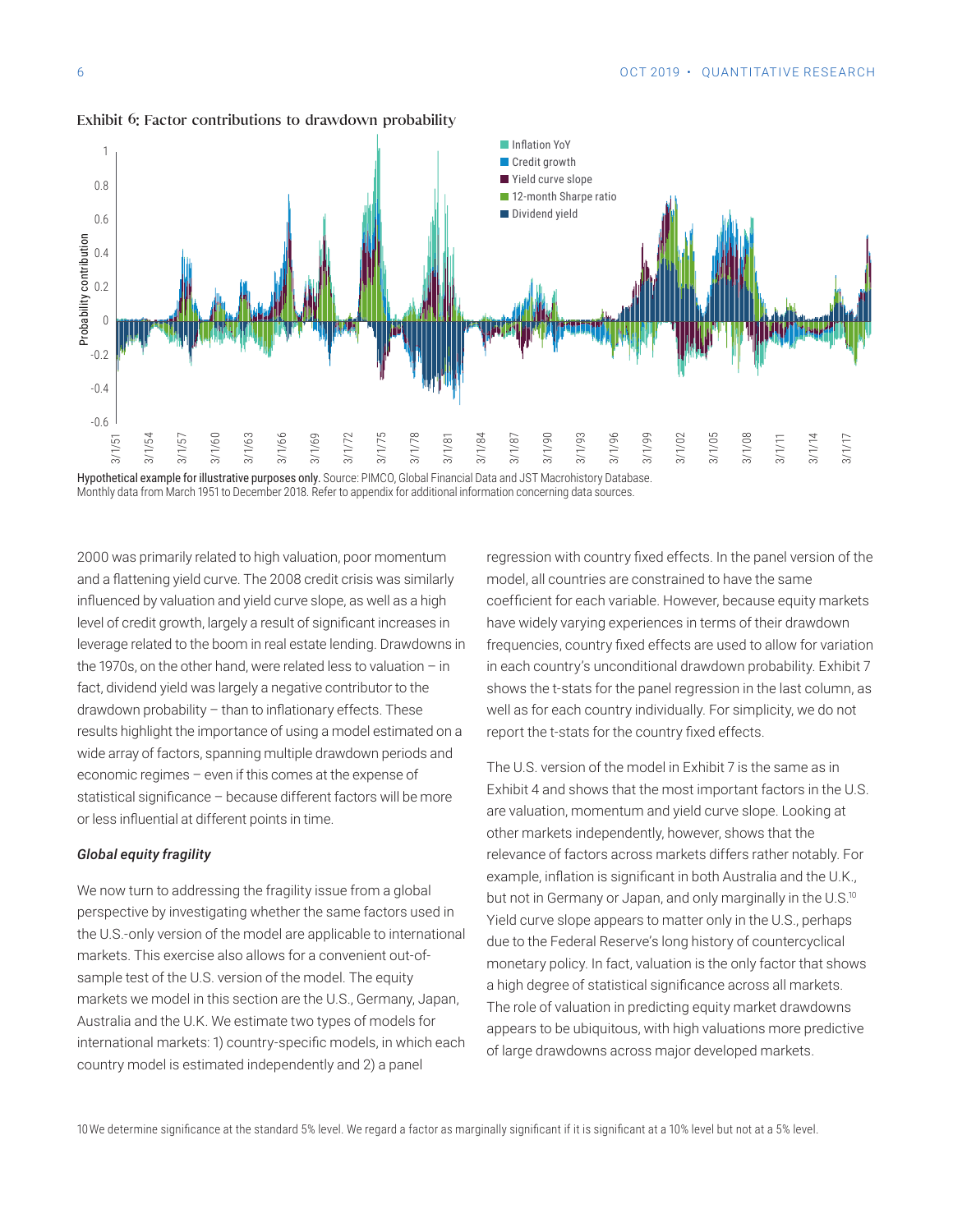**Exhibit 6: Factor contributions to drawdown probability**

**Hypothetical example for illustrative purposes only.** Source: PIMCO, Global Financial Data and JST Macrohistory Database. Monthly data from March 1951 to December 2018. Refer to appendix for additional information concerning data sources.

2000 was primarily related to high valuation, poor momentum and a flattening yield curve. The 2008 credit crisis was similarly influenced by valuation and yield curve slope, as well as a high level of credit growth, largely a result of significant increases in leverage related to the boom in real estate lending. Drawdowns in the 1970s, on the other hand, were related less to valuation – in fact, dividend yield was largely a negative contributor to the drawdown probability – than to inflationary effects. These results highlight the importance of using a model estimated on a wide array of factors, spanning multiple drawdown periods and economic regimes – even if this comes at the expense of statistical significance – because different factors will be more or less influential at different points in time.

### *Global equity fragility*

We now turn to addressing the fragility issue from a global perspective by investigating whether the same factors used in the U.S.-only version of the model are applicable to international markets. This exercise also allows for a convenient out-of-sample test of the U.S. version of the model. The equity markets we model in this section are the U.S., Germany, Japan, Australia and the U.K. We estimate two types of models for international markets: 1) country-specific models, in which each country model is estimated independently and 2) a panel regression with country fixed effects. In the panel version of the model, all countries are constrained to have the same coefficient for each variable. However, because equity markets have widely varying experiences in terms of their drawdown frequencies, country fixed effects are used to allow for variation in each country's unconditional drawdown probability. Exhibit 7 shows the t-stats for the panel regression in the last column, as well as for each country individually. For simplicity, we do not report the t-stats for the country fixed effects.

The U.S. version of the model in Exhibit 7 is the same as in Exhibit 4 and shows that the most important factors in the U.S. are valuation, momentum and yield curve slope. Looking at other markets independently, however, shows that the relevance of factors across markets differs rather notably. For example, inflation is significant in both Australia and the U.K., but not in Germany or Japan, and only marginally in the U.S.[10] Yield curve slope appears to matter only in the U.S., perhaps due to the Federal Reserve's long history of countercyclical monetary policy. In fact, valuation is the only factor that shows a high degree of statistical significance across all markets. The role of valuation in predicting equity market drawdowns appears to be ubiquitous, with high valuations more predictive of large drawdowns across major developed markets.

[10] We determine significance at the standard 5% level. We regard a factor as marginally significant if it is significant at a 10% level but not at a 5% level.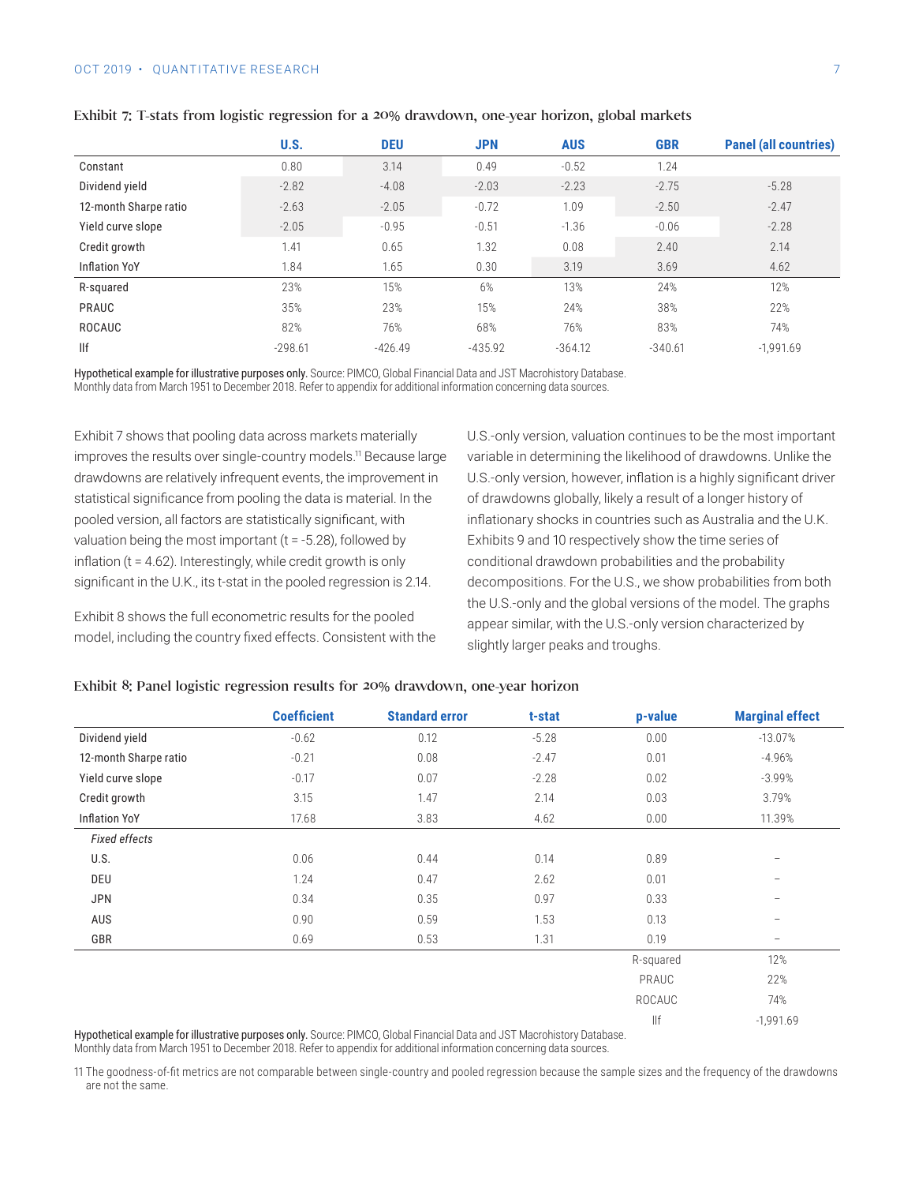Exhibit 7: T-stats from logistic regression for a 20% drawdown, one-year horizon, global markets

| | U.S. | DEU | JPN | AUS | GBR | Panel (all countries) |
|---|---|---|---|---|---|---|
| Constant | 0.80 | 3.14 | 0.49 | -0.52 | 1.24 | |
| Dividend yield | -2.82 | -4.08 | -2.03 | -2.23 | -2.75 | -5.28 |
| 12-month Sharpe ratio | -2.63 | -2.05 | -0.72 | 1.09 | -2.50 | -2.47 |
| Yield curve slope | -2.05 | -0.95 | -0.51 | -1.36 | -0.06 | -2.28 |
| Credit growth | 1.41 | 0.65 | 1.32 | 0.08 | 2.40 | 2.14 |
| Inflation YoY | 1.84 | 1.65 | 0.30 | 3.19 | 3.69 | 4.62 |
| R-squared | 23% | 15% | 6% | 13% | 24% | 12% |
| PRAUC | 35% | 23% | 15% | 24% | 38% | 22% |
| ROCAUC | 82% | 76% | 68% | 76% | 83% | 74% |
| llf | -298.61 | -426.49 | -435.92 | -364.12 | -340.61 | -1,991.69 |

**Hypothetical example for illustrative purposes only.** Source: PIMCO, Global Financial Data and JST Macrohistory Database.
Monthly data from March 1951 to December 2018. Refer to appendix for additional information concerning data sources.

Exhibit 7 shows that pooling data across markets materially improves the results over single-country models.[11] Because large drawdowns are relatively infrequent events, the improvement in statistical significance from pooling the data is material. In the pooled version, all factors are statistically significant, with valuation being the most important (t = -5.28), followed by inflation (t = 4.62). Interestingly, while credit growth is only significant in the U.K., its t-stat in the pooled regression is 2.14.

Exhibit 8 shows the full econometric results for the pooled model, including the country fixed effects. Consistent with the U.S.-only version, valuation continues to be the most important variable in determining the likelihood of drawdowns. Unlike the U.S.-only version, however, inflation is a highly significant driver of drawdowns globally, likely a result of a longer history of inflationary shocks in countries such as Australia and the U.K. Exhibits 9 and 10 respectively show the time series of conditional drawdown probabilities and the probability decompositions. For the U.S., we show probabilities from both the U.S.-only and the global versions of the model. The graphs appear similar, with the U.S.-only version characterized by slightly larger peaks and troughs.

Exhibit 8: Panel logistic regression results for 20% drawdown, one-year horizon

| | Coefficient | Standard error | t-stat | p-value | Marginal effect |
|---|---|---|---|---|---|
| Dividend yield | -0.62 | 0.12 | -5.28 | 0.00 | -13.07% |
| 12-month Sharpe ratio | -0.21 | 0.08 | -2.47 | 0.01 | -4.96% |
| Yield curve slope | -0.17 | 0.07 | -2.28 | 0.02 | -3.99% |
| Credit growth | 3.15 | 1.47 | 2.14 | 0.03 | 3.79% |
| Inflation YoY | 17.68 | 3.83 | 4.62 | 0.00 | 11.39% |
| *Fixed effects* | | | | | |
| U.S. | 0.06 | 0.44 | 0.14 | 0.89 | – |
| DEU | 1.24 | 0.47 | 2.62 | 0.01 | – |
| JPN | 0.34 | 0.35 | 0.97 | 0.33 | – |
| AUS | 0.90 | 0.59 | 1.53 | 0.13 | – |
| GBR | 0.69 | 0.53 | 1.31 | 0.19 | – |
| | | | | R-squared | 12% |
| | | | | PRAUC | 22% |
| | | | | ROCAUC | 74% |
| | | | | llf | -1,991.69 |

**Hypothetical example for illustrative purposes only.** Source: PIMCO, Global Financial Data and JST Macrohistory Database.
Monthly data from March 1951 to December 2018. Refer to appendix for additional information concerning data sources.

11 The goodness-of-fit metrics are not comparable between single-country and pooled regression because the sample sizes and the frequency of the drawdowns are not the same.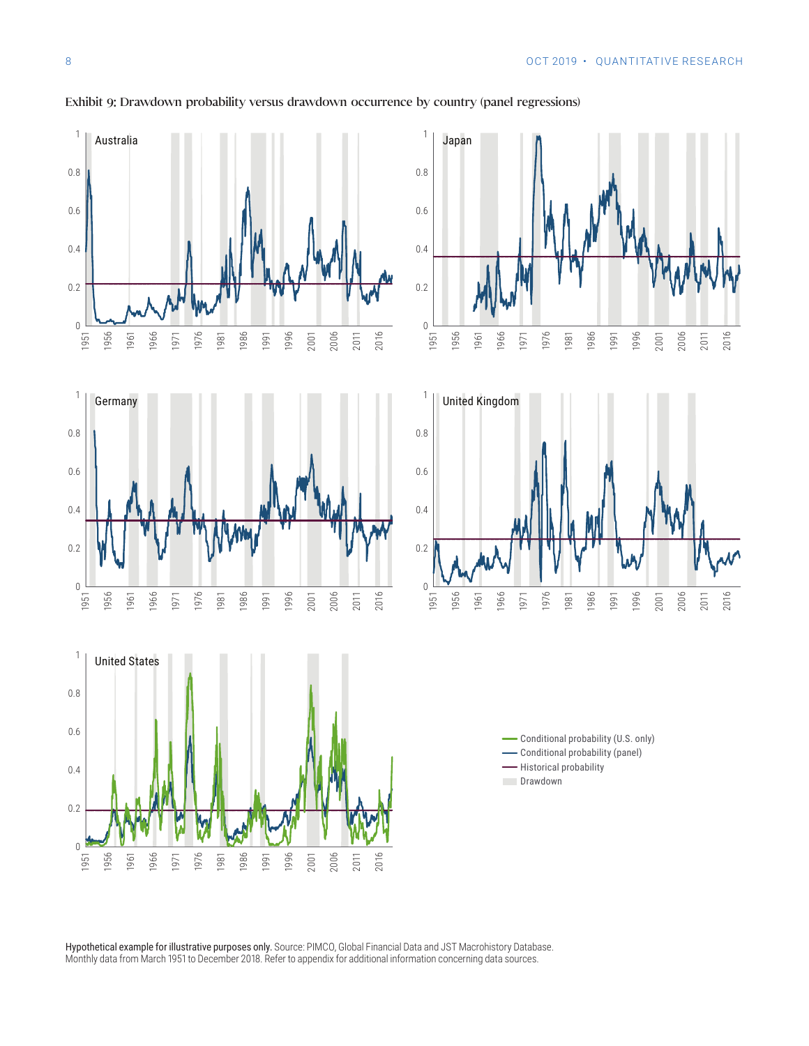Exhibit 9: Drawdown probability versus drawdown occurrence by country (panel regressions)

Conditional probability (U.S. only)
Conditional probability (panel)
Historical probability
Drawdown

**Hypothetical example for illustrative purposes only.** Source: PIMCO, Global Financial Data and JST Macrohistory Database. Monthly data from March 1951 to December 2018. Refer to appendix for additional information concerning data sources.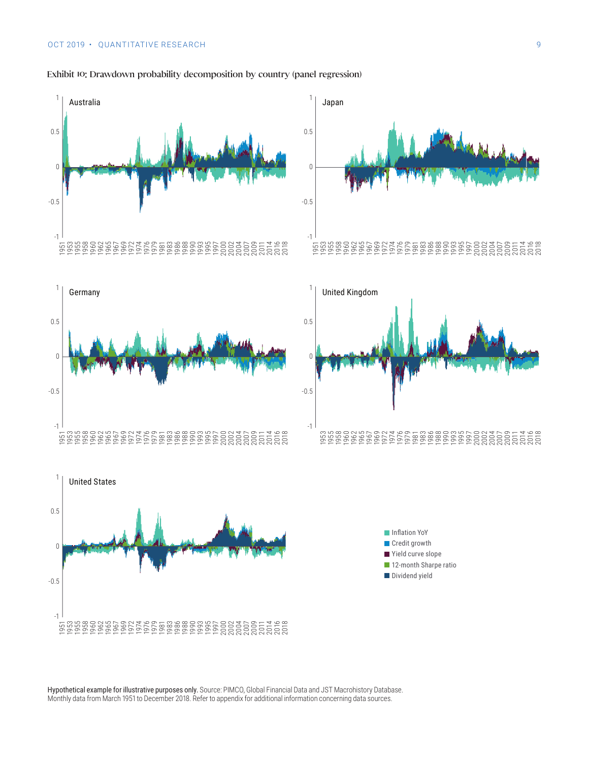Exhibit 10: Drawdown probability decomposition by country (panel regression)

Hypothetical example for illustrative purposes only. Source: PIMCO, Global Financial Data and JST Macrohistory Database. Monthly data from March 1951 to December 2018. Refer to appendix for additional information concerning data sources.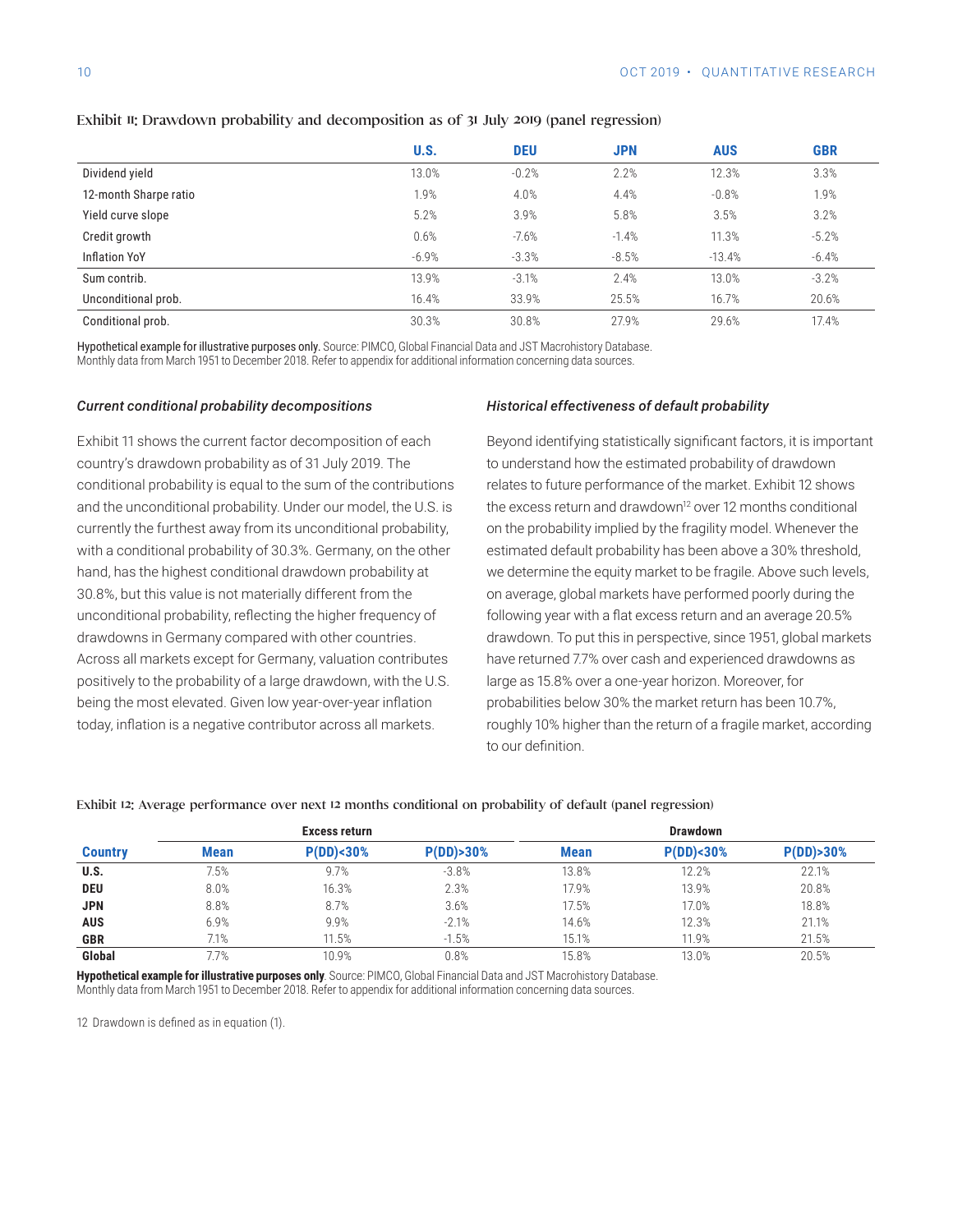Exhibit 11: Drawdown probability and decomposition as of 31 July 2019 (panel regression)

| | U.S. | DEU | JPN | AUS | GBR |
|---|---|---|---|---|---|
| Dividend yield | 13.0% | -0.2% | 2.2% | 12.3% | 3.3% |
| 12-month Sharpe ratio | 1.9% | 4.0% | 4.4% | -0.8% | 1.9% |
| Yield curve slope | 5.2% | 3.9% | 5.8% | 3.5% | 3.2% |
| Credit growth | 0.6% | -7.6% | -1.4% | 11.3% | -5.2% |
| Inflation YoY | -6.9% | -3.3% | -8.5% | -13.4% | -6.4% |
| Sum contrib. | 13.9% | -3.1% | 2.4% | 13.0% | -3.2% |
| Unconditional prob. | 16.4% | 33.9% | 25.5% | 16.7% | 20.6% |
| Conditional prob. | 30.3% | 30.8% | 27.9% | 29.6% | 17.4% |

**Hypothetical example for illustrative purposes only.** Source: PIMCO, Global Financial Data and JST Macrohistory Database.
Monthly data from March 1951 to December 2018. Refer to appendix for additional information concerning data sources.

### *Current conditional probability decompositions*

Exhibit 11 shows the current factor decomposition of each country's drawdown probability as of 31 July 2019. The conditional probability is equal to the sum of the contributions and the unconditional probability. Under our model, the U.S. is currently the furthest away from its unconditional probability, with a conditional probability of 30.3%. Germany, on the other hand, has the highest conditional drawdown probability at 30.8%, but this value is not materially different from the unconditional probability, reflecting the higher frequency of drawdowns in Germany compared with other countries. Across all markets except for Germany, valuation contributes positively to the probability of a large drawdown, with the U.S. being the most elevated. Given low year-over-year inflation today, inflation is a negative contributor across all markets.

### *Historical effectiveness of default probability*

Beyond identifying statistically significant factors, it is important to understand how the estimated probability of drawdown relates to future performance of the market. Exhibit 12 shows the excess return and drawdown[12] over 12 months conditional on the probability implied by the fragility model. Whenever the estimated default probability has been above a 30% threshold, we determine the equity market to be fragile. Above such levels, on average, global markets have performed poorly during the following year with a flat excess return and an average 20.5% drawdown. To put this in perspective, since 1951, global markets have returned 7.7% over cash and experienced drawdowns as large as 15.8% over a one-year horizon. Moreover, for probabilities below 30% the market return has been 10.7%, roughly 10% higher than the return of a fragile market, according to our definition.

Exhibit 12: Average performance over next 12 months conditional on probability of default (panel regression)

| | Excess return | | | Drawdown | | |
|---|---|---|---|---|---|---|
| **Country** | **Mean** | **P(DD)<30%** | **P(DD)>30%** | **Mean** | **P(DD)<30%** | **P(DD)>30%** |
| **U.S.** | 7.5% | 9.7% | -3.8% | 13.8% | 12.2% | 22.1% |
| **DEU** | 8.0% | 16.3% | 2.3% | 17.9% | 13.9% | 20.8% |
| **JPN** | 8.8% | 8.7% | 3.6% | 17.5% | 17.0% | 18.8% |
| **AUS** | 6.9% | 9.9% | -2.1% | 14.6% | 12.3% | 21.1% |
| **GBR** | 7.1% | 11.5% | -1.5% | 15.1% | 11.9% | 21.5% |
| **Global** | 7.7% | 10.9% | 0.8% | 15.8% | 13.0% | 20.5% |

**Hypothetical example for illustrative purposes only**. Source: PIMCO, Global Financial Data and JST Macrohistory Database.
Monthly data from March 1951 to December 2018. Refer to appendix for additional information concerning data sources.

12 Drawdown is defined as in equation (1).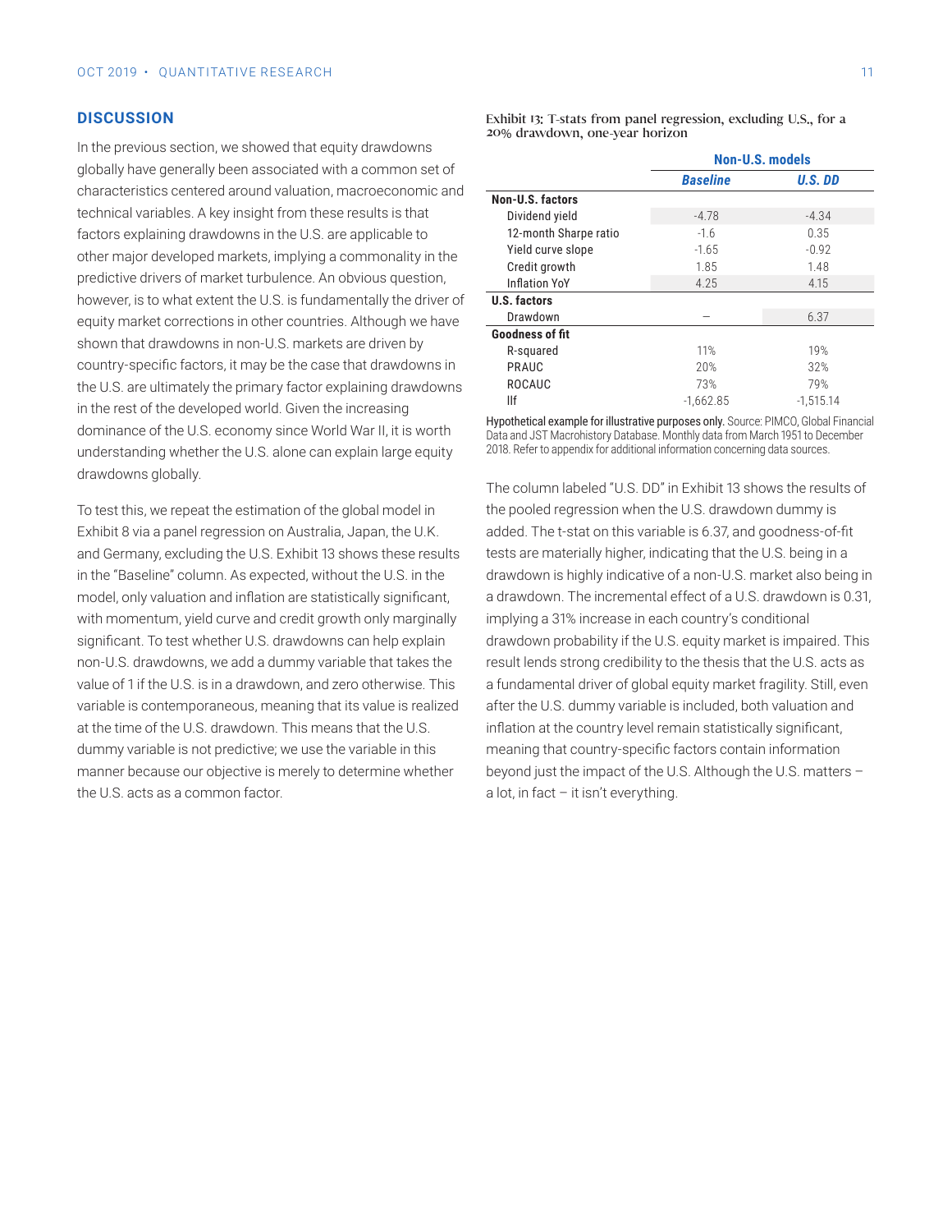## DISCUSSION

In the previous section, we showed that equity drawdowns globally have generally been associated with a common set of characteristics centered around valuation, macroeconomic and technical variables. A key insight from these results is that factors explaining drawdowns in the U.S. are applicable to other major developed markets, implying a commonality in the predictive drivers of market turbulence. An obvious question, however, is to what extent the U.S. is fundamentally the driver of equity market corrections in other countries. Although we have shown that drawdowns in non-U.S. markets are driven by country-specific factors, it may be the case that drawdowns in the U.S. are ultimately the primary factor explaining drawdowns in the rest of the developed world. Given the increasing dominance of the U.S. economy since World War II, it is worth understanding whether the U.S. alone can explain large equity drawdowns globally.

To test this, we repeat the estimation of the global model in Exhibit 8 via a panel regression on Australia, Japan, the U.K. and Germany, excluding the U.S. Exhibit 13 shows these results in the "Baseline" column. As expected, without the U.S. in the model, only valuation and inflation are statistically significant, with momentum, yield curve and credit growth only marginally significant. To test whether U.S. drawdowns can help explain non-U.S. drawdowns, we add a dummy variable that takes the value of 1 if the U.S. is in a drawdown, and zero otherwise. This variable is contemporaneous, meaning that its value is realized at the time of the U.S. drawdown. This means that the U.S. dummy variable is not predictive; we use the variable in this manner because our objective is merely to determine whether the U.S. acts as a common factor.

Exhibit 13: T-stats from panel regression, excluding U.S., for a 20% drawdown, one-year horizon

| | Non-U.S. models | |
|---|---|---|
| | *Baseline* | *U.S. DD* |
| **Non-U.S. factors** | | |
| Dividend yield | -4.78 | -4.34 |
| 12-month Sharpe ratio | -1.6 | 0.35 |
| Yield curve slope | -1.65 | -0.92 |
| Credit growth | 1.85 | 1.48 |
| Inflation YoY | 4.25 | 4.15 |
| **U.S. factors** | | |
| Drawdown | – | 6.37 |
| **Goodness of fit** | | |
| R-squared | 11% | 19% |
| PRAUC | 20% | 32% |
| ROCAUC | 73% | 79% |
| llf | -1,662.85 | -1,515.14 |

**Hypothetical example for illustrative purposes only.** Source: PIMCO, Global Financial Data and JST Macrohistory Database. Monthly data from March 1951 to December 2018. Refer to appendix for additional information concerning data sources.

The column labeled "U.S. DD" in Exhibit 13 shows the results of the pooled regression when the U.S. drawdown dummy is added. The t-stat on this variable is 6.37, and goodness-of-fit tests are materially higher, indicating that the U.S. being in a drawdown is highly indicative of a non-U.S. market also being in a drawdown. The incremental effect of a U.S. drawdown is 0.31, implying a 31% increase in each country's conditional drawdown probability if the U.S. equity market is impaired. This result lends strong credibility to the thesis that the U.S. acts as a fundamental driver of global equity market fragility. Still, even after the U.S. dummy variable is included, both valuation and inflation at the country level remain statistically significant, meaning that country-specific factors contain information beyond just the impact of the U.S. Although the U.S. matters – a lot, in fact – it isn't everything.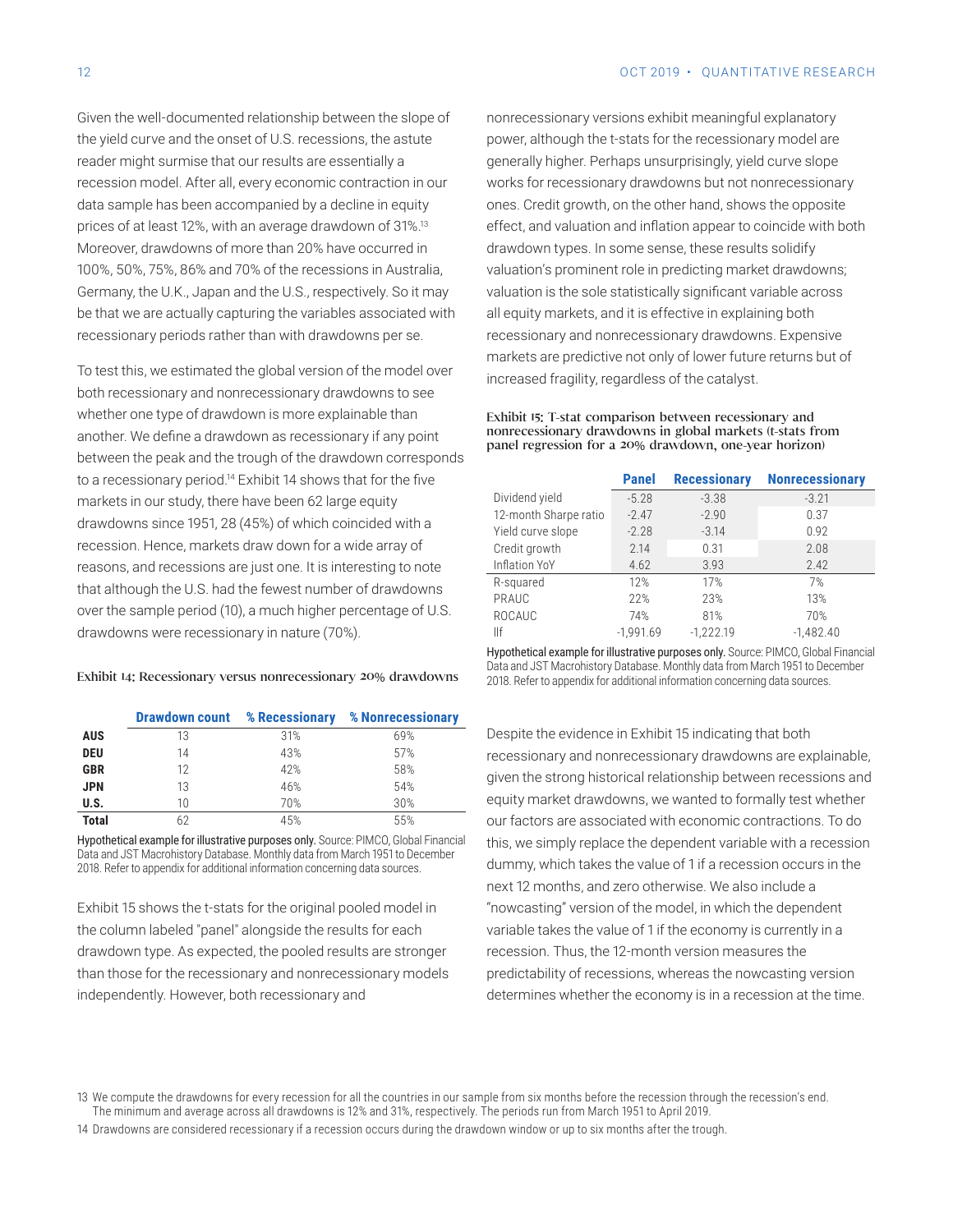Given the well-documented relationship between the slope of the yield curve and the onset of U.S. recessions, the astute reader might surmise that our results are essentially a recession model. After all, every economic contraction in our data sample has been accompanied by a decline in equity prices of at least 12%, with an average drawdown of 31%.[13] Moreover, drawdowns of more than 20% have occurred in 100%, 50%, 75%, 86% and 70% of the recessions in Australia, Germany, the U.K., Japan and the U.S., respectively. So it may be that we are actually capturing the variables associated with recessionary periods rather than with drawdowns per se.

To test this, we estimated the global version of the model over both recessionary and nonrecessionary drawdowns to see whether one type of drawdown is more explainable than another. We define a drawdown as recessionary if any point between the peak and the trough of the drawdown corresponds to a recessionary period.[14] Exhibit 14 shows that for the five markets in our study, there have been 62 large equity drawdowns since 1951, 28 (45%) of which coincided with a recession. Hence, markets draw down for a wide array of reasons, and recessions are just one. It is interesting to note that although the U.S. had the fewest number of drawdowns over the sample period (10), a much higher percentage of U.S. drawdowns were recessionary in nature (70%).

Exhibit 14: Recessionary versus nonrecessionary 20% drawdowns

| | Drawdown count | % Recessionary | % Nonrecessionary |
|---|---|---|---|
| **AUS** | 13 | 31% | 69% |
| **DEU** | 14 | 43% | 57% |
| **GBR** | 12 | 42% | 58% |
| **JPN** | 13 | 46% | 54% |
| **U.S.** | 10 | 70% | 30% |
| **Total** | 62 | 45% | 55% |

Hypothetical example for illustrative purposes only. Source: PIMCO, Global Financial Data and JST Macrohistory Database. Monthly data from March 1951 to December 2018. Refer to appendix for additional information concerning data sources.

Exhibit 15 shows the t-stats for the original pooled model in the column labeled "panel" alongside the results for each drawdown type. As expected, the pooled results are stronger than those for the recessionary and nonrecessionary models independently. However, both recessionary and nonrecessionary versions exhibit meaningful explanatory power, although the t-stats for the recessionary model are generally higher. Perhaps unsurprisingly, yield curve slope works for recessionary drawdowns but not nonrecessionary ones. Credit growth, on the other hand, shows the opposite effect, and valuation and inflation appear to coincide with both drawdown types. In some sense, these results solidify valuation's prominent role in predicting market drawdowns; valuation is the sole statistically significant variable across all equity markets, and it is effective in explaining both recessionary and nonrecessionary drawdowns. Expensive markets are predictive not only of lower future returns but of increased fragility, regardless of the catalyst.

Exhibit 15: T-stat comparison between recessionary and nonrecessionary drawdowns in global markets (t-stats from panel regression for a 20% drawdown, one-year horizon)

| | Panel | Recessionary | Nonrecessionary |
|---|---|---|---|
| Dividend yield | -5.28 | -3.38 | -3.21 |
| 12-month Sharpe ratio | -2.47 | -2.90 | 0.37 |
| Yield curve slope | -2.28 | -3.14 | 0.92 |
| Credit growth | 2.14 | 0.31 | 2.08 |
| Inflation YoY | 4.62 | 3.93 | 2.42 |
| R-squared | 12% | 17% | 7% |
| PRAUC | 22% | 23% | 13% |
| ROCAUC | 74% | 81% | 70% |
| llf | -1,991.69 | -1,222.19 | -1,482.40 |

Hypothetical example for illustrative purposes only. Source: PIMCO, Global Financial Data and JST Macrohistory Database. Monthly data from March 1951 to December 2018. Refer to appendix for additional information concerning data sources.

Despite the evidence in Exhibit 15 indicating that both recessionary and nonrecessionary drawdowns are explainable, given the strong historical relationship between recessions and equity market drawdowns, we wanted to formally test whether our factors are associated with economic contractions. To do this, we simply replace the dependent variable with a recession dummy, which takes the value of 1 if a recession occurs in the next 12 months, and zero otherwise. We also include a "nowcasting" version of the model, in which the dependent variable takes the value of 1 if the economy is currently in a recession. Thus, the 12-month version measures the predictability of recessions, whereas the nowcasting version determines whether the economy is in a recession at the time.

13 We compute the drawdowns for every recession for all the countries in our sample from six months before the recession through the recession's end. The minimum and average across all drawdowns is 12% and 31%, respectively. The periods run from March 1951 to April 2019.

14 Drawdowns are considered recessionary if a recession occurs during the drawdown window or up to six months after the trough.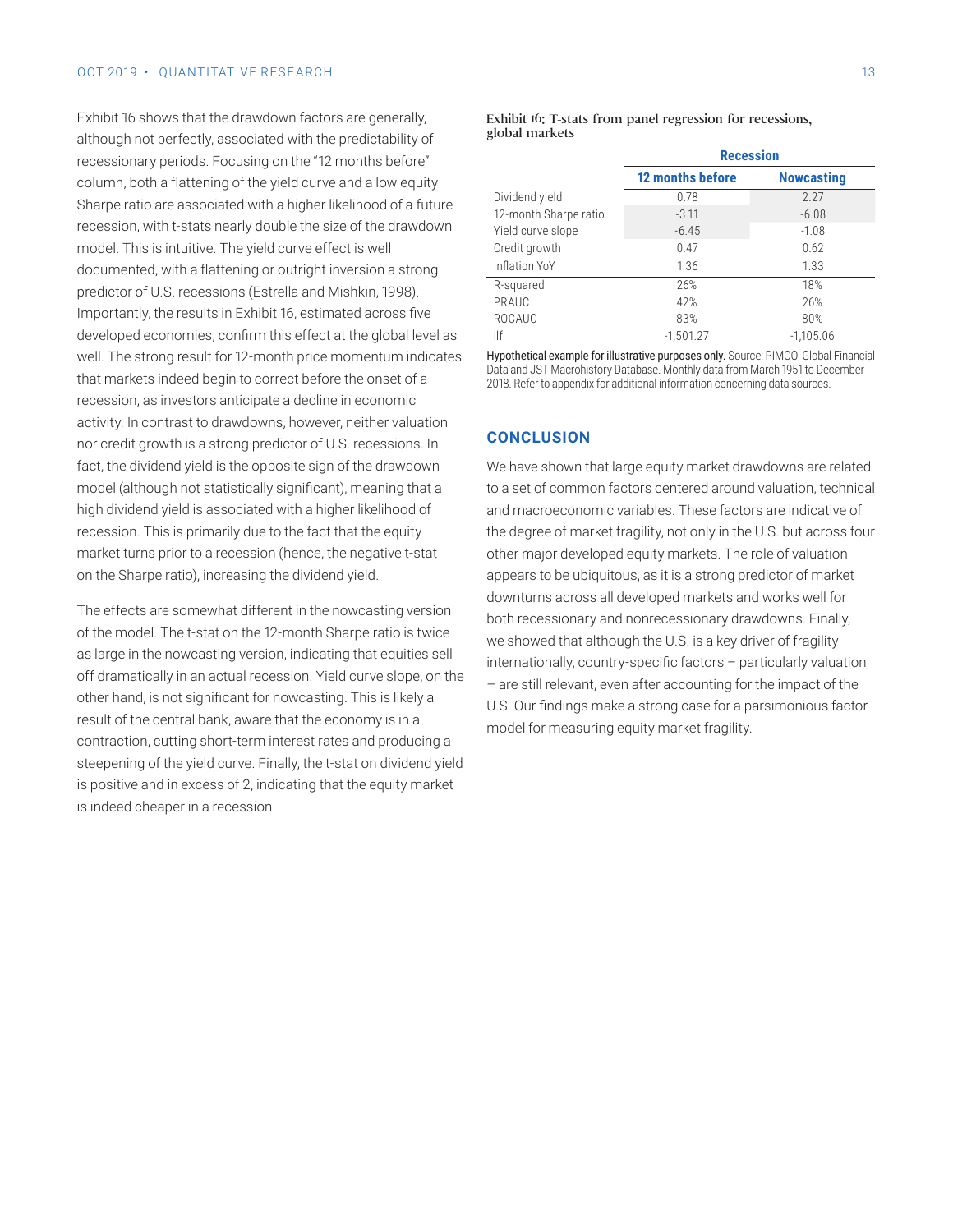Exhibit 16 shows that the drawdown factors are generally, although not perfectly, associated with the predictability of recessionary periods. Focusing on the "12 months before" column, both a flattening of the yield curve and a low equity Sharpe ratio are associated with a higher likelihood of a future recession, with t-stats nearly double the size of the drawdown model. This is intuitive. The yield curve effect is well documented, with a flattening or outright inversion a strong predictor of U.S. recessions (Estrella and Mishkin, 1998). Importantly, the results in Exhibit 16, estimated across five developed economies, confirm this effect at the global level as well. The strong result for 12-month price momentum indicates that markets indeed begin to correct before the onset of a recession, as investors anticipate a decline in economic activity. In contrast to drawdowns, however, neither valuation nor credit growth is a strong predictor of U.S. recessions. In fact, the dividend yield is the opposite sign of the drawdown model (although not statistically significant), meaning that a high dividend yield is associated with a higher likelihood of recession. This is primarily due to the fact that the equity market turns prior to a recession (hence, the negative t-stat on the Sharpe ratio), increasing the dividend yield.

The effects are somewhat different in the nowcasting version of the model. The t-stat on the 12-month Sharpe ratio is twice as large in the nowcasting version, indicating that equities sell off dramatically in an actual recession. Yield curve slope, on the other hand, is not significant for nowcasting. This is likely a result of the central bank, aware that the economy is in a contraction, cutting short-term interest rates and producing a steepening of the yield curve. Finally, the t-stat on dividend yield is positive and in excess of 2, indicating that the equity market is indeed cheaper in a recession.

Exhibit 16: T-stats from panel regression for recessions, global markets

| | Recession | |
|---|---|---|
| | 12 months before | Nowcasting |
| Dividend yield | 0.78 | 2.27 |
| 12-month Sharpe ratio | -3.11 | -6.08 |
| Yield curve slope | -6.45 | -1.08 |
| Credit growth | 0.47 | 0.62 |
| Inflation YoY | 1.36 | 1.33 |
| R-squared | 26% | 18% |
| PRAUC | 42% | 26% |
| ROCAUC | 83% | 80% |
| llf | -1,501.27 | -1,105.06 |

**Hypothetical example for illustrative purposes only.** Source: PIMCO, Global Financial Data and JST Macrohistory Database. Monthly data from March 1951 to December 2018. Refer to appendix for additional information concerning data sources.

## CONCLUSION

We have shown that large equity market drawdowns are related to a set of common factors centered around valuation, technical and macroeconomic variables. These factors are indicative of the degree of market fragility, not only in the U.S. but across four other major developed equity markets. The role of valuation appears to be ubiquitous, as it is a strong predictor of market downturns across all developed markets and works well for both recessionary and nonrecessionary drawdowns. Finally, we showed that although the U.S. is a key driver of fragility internationally, country-specific factors – particularly valuation – are still relevant, even after accounting for the impact of the U.S. Our findings make a strong case for a parsimonious factor model for measuring equity market fragility.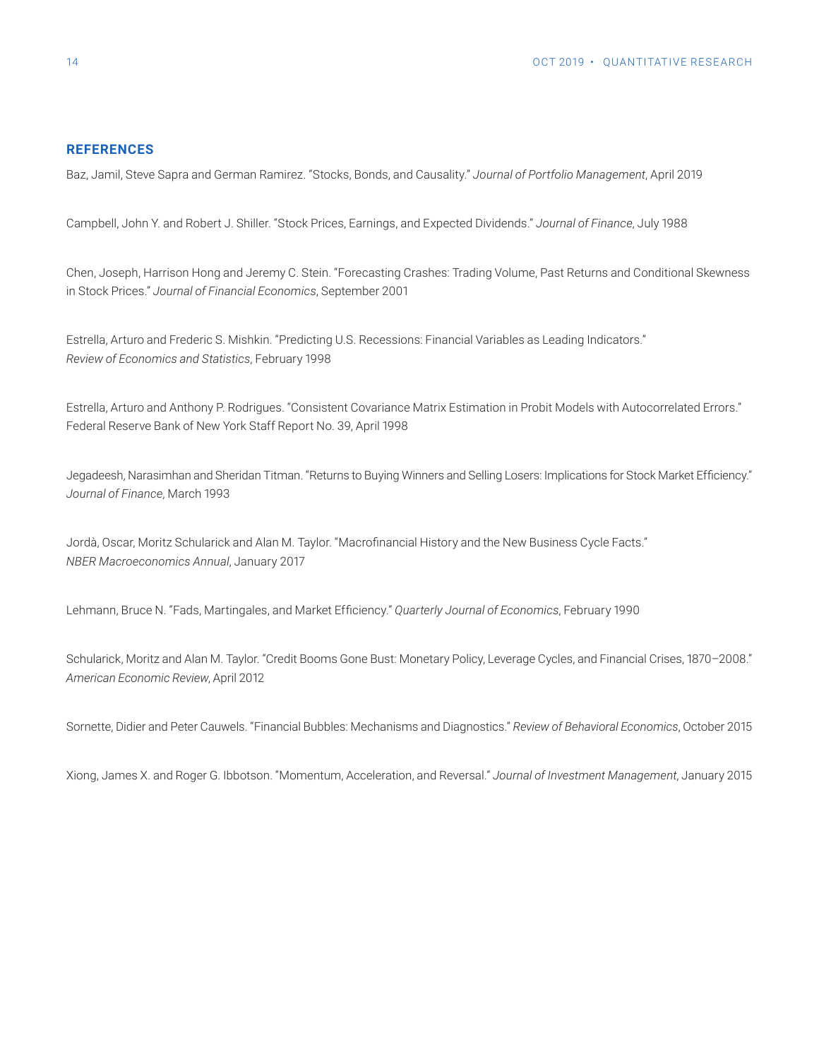## REFERENCES

Baz, Jamil, Steve Sapra and German Ramirez. "Stocks, Bonds, and Causality." *Journal of Portfolio Management*, April 2019

Campbell, John Y. and Robert J. Shiller. "Stock Prices, Earnings, and Expected Dividends." *Journal of Finance*, July 1988

Chen, Joseph, Harrison Hong and Jeremy C. Stein. "Forecasting Crashes: Trading Volume, Past Returns and Conditional Skewness in Stock Prices." *Journal of Financial Economics*, September 2001

Estrella, Arturo and Frederic S. Mishkin. "Predicting U.S. Recessions: Financial Variables as Leading Indicators." *Review of Economics and Statistics*, February 1998

Estrella, Arturo and Anthony P. Rodrigues. "Consistent Covariance Matrix Estimation in Probit Models with Autocorrelated Errors." Federal Reserve Bank of New York Staff Report No. 39, April 1998

Jegadeesh, Narasimhan and Sheridan Titman. "Returns to Buying Winners and Selling Losers: Implications for Stock Market Efficiency." *Journal of Finance*, March 1993

Jordà, Oscar, Moritz Schularick and Alan M. Taylor. "Macrofinancial History and the New Business Cycle Facts." *NBER Macroeconomics Annual*, January 2017

Lehmann, Bruce N. "Fads, Martingales, and Market Efficiency." *Quarterly Journal of Economics*, February 1990

Schularick, Moritz and Alan M. Taylor. "Credit Booms Gone Bust: Monetary Policy, Leverage Cycles, and Financial Crises, 1870–2008." *American Economic Review*, April 2012

Sornette, Didier and Peter Cauwels. "Financial Bubbles: Mechanisms and Diagnostics." *Review of Behavioral Economics*, October 2015

Xiong, James X. and Roger G. Ibbotson. "Momentum, Acceleration, and Reversal." *Journal of Investment Management*, January 2015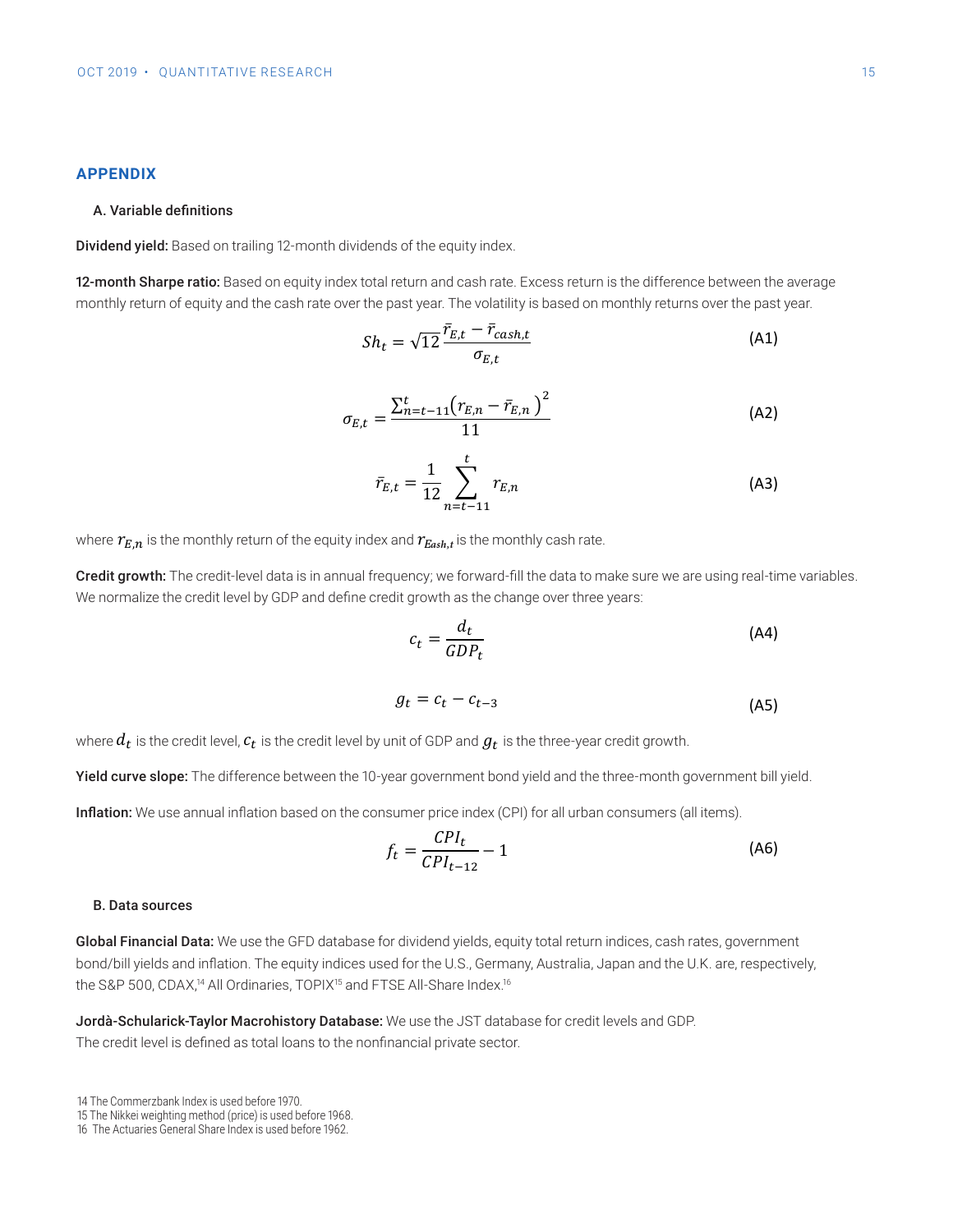## APPENDIX

### A. Variable definitions

**Dividend yield:** Based on trailing 12-month dividends of the equity index.

**12-month Sharpe ratio:** Based on equity index total return and cash rate. Excess return is the difference between the average monthly return of equity and the cash rate over the past year. The volatility is based on monthly returns over the past year.

$$Sh_t = \sqrt{12}\frac{\bar{r}_{E,t} - \bar{r}_{cash,t}}{\sigma_{E,t}} \tag{A1}$$

$$\sigma_{E,t} = \frac{\sum_{n=t-11}^{t}\left(r_{E,n} - \bar{r}_{E,n}\right)^2}{11} \tag{A2}$$

$$\bar{r}_{E,t} = \frac{1}{12}\sum_{n=t-11}^{t} r_{E,n} \tag{A3}$$

where $r_{E,n}$ is the monthly return of the equity index and $r_{Eash,t}$ is the monthly cash rate.

**Credit growth:** The credit-level data is in annual frequency; we forward-fill the data to make sure we are using real-time variables. We normalize the credit level by GDP and define credit growth as the change over three years:

$$c_t = \frac{d_t}{GDP_t} \tag{A4}$$

$$g_t = c_t - c_{t-3} \tag{A5}$$

where $d_t$ is the credit level, $c_t$ is the credit level by unit of GDP and $g_t$ is the three-year credit growth.

**Yield curve slope:** The difference between the 10-year government bond yield and the three-month government bill yield.

**Inflation:** We use annual inflation based on the consumer price index (CPI) for all urban consumers (all items).

$$f_t = \frac{CPI_t}{CPI_{t-12}} - 1 \tag{A6}$$

### B. Data sources

**Global Financial Data:** We use the GFD database for dividend yields, equity total return indices, cash rates, government bond/bill yields and inflation. The equity indices used for the U.S., Germany, Australia, Japan and the U.K. are, respectively, the S&P 500, CDAX,[14] All Ordinaries, TOPIX[15] and FTSE All-Share Index.[16]

**Jordà-Schularick-Taylor Macrohistory Database:** We use the JST database for credit levels and GDP. The credit level is defined as total loans to the nonfinancial private sector.

14 The Commerzbank Index is used before 1970.
15 The Nikkei weighting method (price) is used before 1968.
16 The Actuaries General Share Index is used before 1962.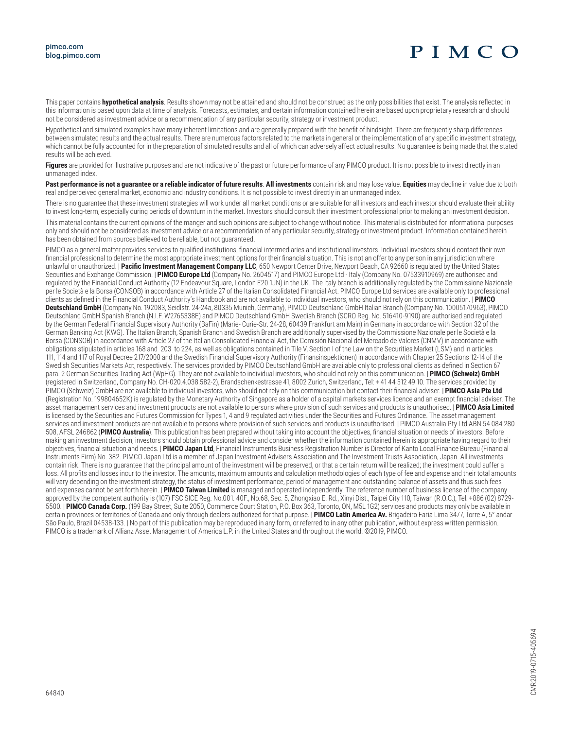pimco.com
blog.pimco.com

PIMCO

This paper contains **hypothetical analysis**. Results shown may not be attained and should not be construed as the only possibilities that exist. The analysis reflected in this information is based upon data at time of analysis. Forecasts, estimates, and certain information contained herein are based upon proprietary research and should not be considered as investment advice or a recommendation of any particular security, strategy or investment product.

Hypothetical and simulated examples have many inherent limitations and are generally prepared with the benefit of hindsight. There are frequently sharp differences between simulated results and the actual results. There are numerous factors related to the markets in general or the implementation of any specific investment strategy, which cannot be fully accounted for in the preparation of simulated results and all of which can adversely affect actual results. No guarantee is being made that the stated results will be achieved.

**Figures** are provided for illustrative purposes and are not indicative of the past or future performance of any PIMCO product. It is not possible to invest directly in an unmanaged index.

**Past performance is not a guarantee or a reliable indicator of future results**. **All investments** contain risk and may lose value. **Equities** may decline in value due to both real and perceived general market, economic and industry conditions. It is not possible to invest directly in an unmanaged index.

There is no guarantee that these investment strategies will work under all market conditions or are suitable for all investors and each investor should evaluate their ability to invest long-term, especially during periods of downturn in the market. Investors should consult their investment professional prior to making an investment decision.

This material contains the current opinions of the manger and such opinions are subject to change without notice. This material is distributed for informational purposes only and should not be considered as investment advice or a recommendation of any particular security, strategy or investment product. Information contained herein has been obtained from sources believed to be reliable, but not guaranteed.

PIMCO as a general matter provides services to qualified institutions, financial intermediaries and institutional investors. Individual investors should contact their own financial professional to determine the most appropriate investment options for their financial situation. This is not an offer to any person in any jurisdiction where unlawful or unauthorized. | **Pacific Investment Management Company LLC**, 650 Newport Center Drive, Newport Beach, CA 92660 is regulated by the United States Securities and Exchange Commission. | **PIMCO Europe Ltd** (Company No. 2604517) and PIMCO Europe Ltd - Italy (Company No. 07533910969) are authorised and regulated by the Financial Conduct Authority (12 Endeavour Square, London E20 1JN) in the UK. The Italy branch is additionally regulated by the Commissione Nazionale per le Società e la Borsa (CONSOB) in accordance with Article 27 of the Italian Consolidated Financial Act. PIMCO Europe Ltd services are available only to professional clients as defined in the Financial Conduct Authority's Handbook and are not available to individual investors, who should not rely on this communication. | **PIMCO Deutschland GmbH** (Company No. 192083, Seidlstr. 24-24a, 80335 Munich, Germany), PIMCO Deutschland GmbH Italian Branch (Company No. 10005170963), PIMCO Deutschland GmbH Spanish Branch (N.I.F. W2765338E) and PIMCO Deutschland GmbH Swedish Branch (SCRO Reg. No. 516410-9190) are authorised and regulated by the German Federal Financial Supervisory Authority (BaFin) (Marie- Curie-Str. 24-28, 60439 Frankfurt am Main) in Germany in accordance with Section 32 of the German Banking Act (KWG). The Italian Branch, Spanish Branch and Swedish Branch are additionally supervised by the Commissione Nazionale per le Società e la Borsa (CONSOB) in accordance with Article 27 of the Italian Consolidated Financial Act, the Comisión Nacional del Mercado de Valores (CNMV) in accordance with obligations stipulated in articles 168 and 203 to 224, as well as obligations contained in Tile V, Section I of the Law on the Securities Market (LSM) and in articles 111, 114 and 117 of Royal Decree 217/2008 and the Swedish Financial Supervisory Authority (Finansinspektionen) in accordance with Chapter 25 Sections 12-14 of the Swedish Securities Markets Act, respectively. The services provided by PIMCO Deutschland GmbH are available only to professional clients as defined in Section 67 para. 2 German Securities Trading Act (WpHG). They are not available to individual investors, who should not rely on this communication. | **PIMCO (Schweiz) GmbH** (registered in Switzerland, Company No. CH-020.4.038.582-2), Brandschenkestrasse 41, 8002 Zurich, Switzerland, Tel: + 41 44 512 49 10. The services provided by PIMCO (Schweiz) GmbH are not available to individual investors, who should not rely on this communication but contact their financial adviser. | **PIMCO Asia Pte Ltd** (Registration No. 199804652K) is regulated by the Monetary Authority of Singapore as a holder of a capital markets services licence and an exempt financial adviser. The asset management services and investment products are not available to persons where provision of such services and products is unauthorised. | **PIMCO Asia Limited** is licensed by the Securities and Futures Commission for Types 1, 4 and 9 regulated activities under the Securities and Futures Ordinance. The asset management services and investment products are not available to persons where provision of such services and products is unauthorised. | PIMCO Australia Pty Ltd ABN 54 084 280 508, AFSL 246862 (**PIMCO Australia**). This publication has been prepared without taking into account the objectives, financial situation or needs of investors. Before making an investment decision, investors should obtain professional advice and consider whether the information contained herein is appropriate having regard to their objectives, financial situation and needs. | **PIMCO Japan Ltd**, Financial Instruments Business Registration Number is Director of Kanto Local Finance Bureau (Financial Instruments Firm) No. 382. PIMCO Japan Ltd is a member of Japan Investment Advisers Association and The Investment Trusts Association, Japan. All investments contain risk. There is no guarantee that the principal amount of the investment will be preserved, or that a certain return will be realized; the investment could suffer a loss. All profits and losses incur to the investor. The amounts, maximum amounts and calculation methodologies of each type of fee and expense and their total amounts will vary depending on the investment strategy, the status of investment performance, period of management and outstanding balance of assets and thus such fees and expenses cannot be set forth herein. | **PIMCO Taiwan Limited** is managed and operated independently. The reference number of business license of the company approved by the competent authority is (107) FSC SICE Reg. No.001. 40F., No.68, Sec. 5, Zhongxiao E. Rd., Xinyi Dist., Taipei City 110, Taiwan (R.O.C.), Tel: +886 (02) 8729-5500. | **PIMCO Canada Corp.** (199 Bay Street, Suite 2050, Commerce Court Station, P.O. Box 363, Toronto, ON, M5L 1G2) services and products may only be available in certain provinces or territories of Canada and only through dealers authorized for that purpose. | **PIMCO Latin America Av.** Brigadeiro Faria Lima 3477, Torre A, 5° andar São Paulo, Brazil 04538-133. | No part of this publication may be reproduced in any form, or referred to in any other publication, without express written permission. PIMCO is a trademark of Allianz Asset Management of America L.P. in the United States and throughout the world. ©2019, PIMCO.

64840

CMR2019-0715-405694